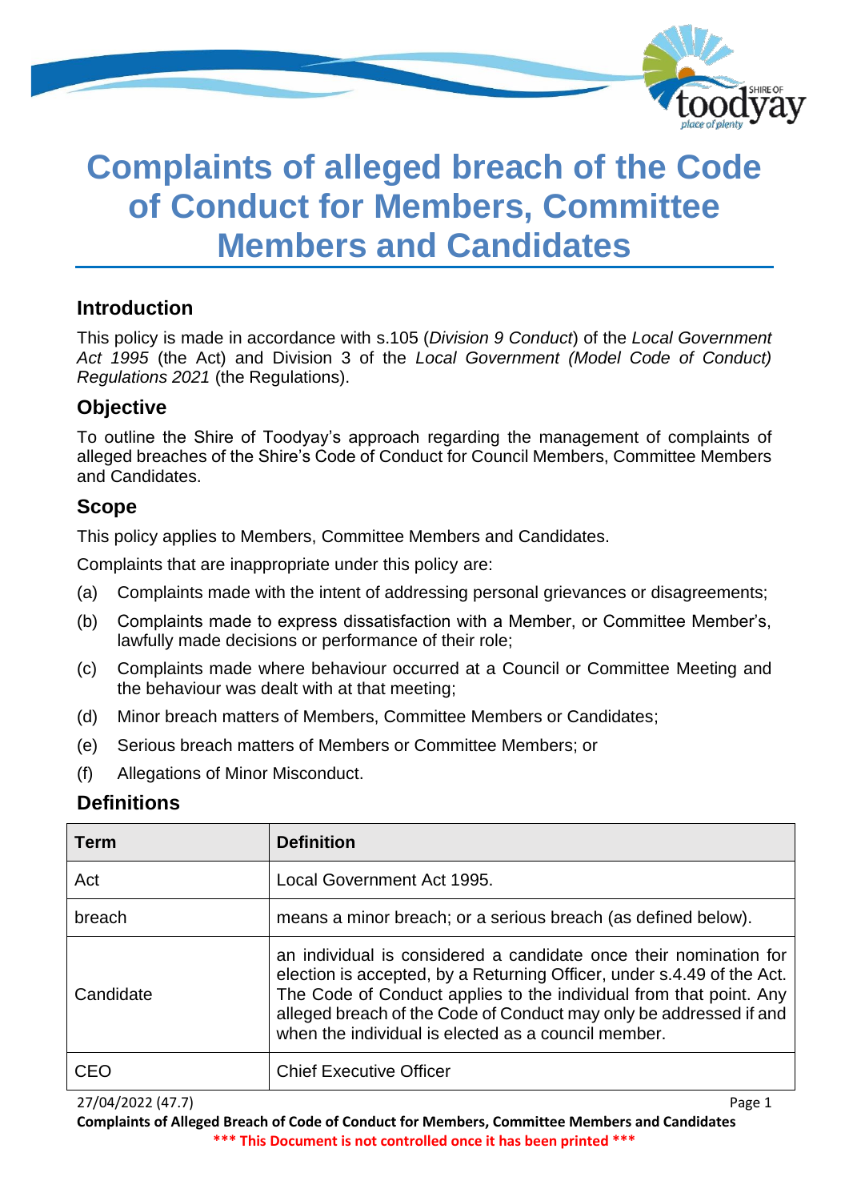# Complaints of alleged breach of the Code of Conduct for Members, Committee Members and Candidates

## Introduction

This policy is made in accordance with s.105 (*Division 9 Conduct*) of the *Local Government Act 1995* (the Act) and Division 3 of the *Local Government (Model Code of Conduct) Regulations 2021* (the Regulations).

## Objective

To outline the Shire of Toodyay's approach regarding the management of complaints of alleged breaches of the Shire's Code of Conduct for Council Members, Committee Members and Candidates.

## Scope

This policy applies to Members, Committee Members and Candidates.

Complaints that are inappropriate under this policy are:

(a) Complaints made with the intent of addressing personal grievances or disagreements;

(b) Complaints made to express dissatisfaction with a Member, or Committee Member's, lawfully made decisions or performance of their role;

(c) Complaints made where behaviour occurred at a Council or Committee Meeting and the behaviour was dealt with at that meeting;

(d) Minor breach matters of Members, Committee Members or Candidates;

(e) Serious breach matters of Members or Committee Members; or

(f) Allegations of Minor Misconduct.

## Definitions

| Term | Definition |
| --- | --- |
| Act | Local Government Act 1995. |
| breach | means a minor breach; or a serious breach (as defined below). |
| Candidate | an individual is considered a candidate once their nomination for election is accepted, by a Returning Officer, under s.4.49 of the Act. The Code of Conduct applies to the individual from that point. Any alleged breach of the Code of Conduct may only be addressed if and when the individual is elected as a council member. |
| CEO | Chief Executive Officer |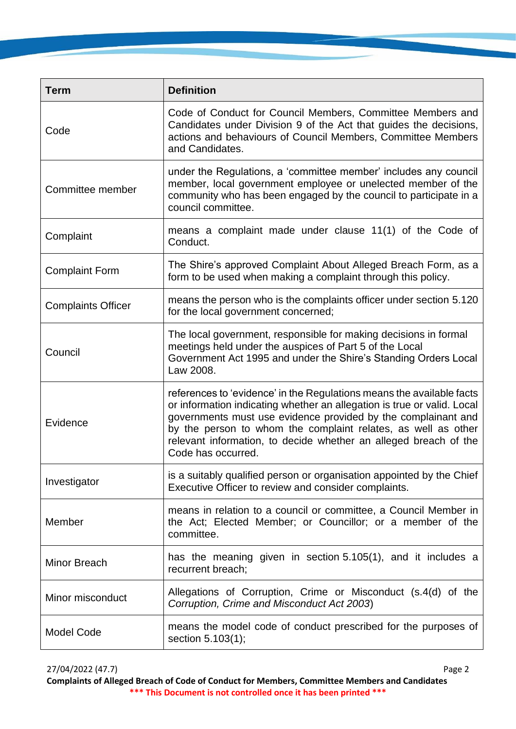| Term | Definition |
| --- | --- |
| Code | Code of Conduct for Council Members, Committee Members and Candidates under Division 9 of the Act that guides the decisions, actions and behaviours of Council Members, Committee Members and Candidates. |
| Committee member | under the Regulations, a 'committee member' includes any council member, local government employee or unelected member of the community who has been engaged by the council to participate in a council committee. |
| Complaint | means a complaint made under clause 11(1) of the Code of Conduct. |
| Complaint Form | The Shire's approved Complaint About Alleged Breach Form, as a form to be used when making a complaint through this policy. |
| Complaints Officer | means the person who is the complaints officer under section 5.120 for the local government concerned; |
| Council | The local government, responsible for making decisions in formal meetings held under the auspices of Part 5 of the Local Government Act 1995 and under the Shire's Standing Orders Local Law 2008. |
| Evidence | references to 'evidence' in the Regulations means the available facts or information indicating whether an allegation is true or valid. Local governments must use evidence provided by the complainant and by the person to whom the complaint relates, as well as other relevant information, to decide whether an alleged breach of the Code has occurred. |
| Investigator | is a suitably qualified person or organisation appointed by the Chief Executive Officer to review and consider complaints. |
| Member | means in relation to a council or committee, a Council Member in the Act; Elected Member; or Councillor; or a member of the committee. |
| Minor Breach | has the meaning given in section 5.105(1), and it includes a recurrent breach; |
| Minor misconduct | Allegations of Corruption, Crime or Misconduct (s.4(d) of the *Corruption, Crime and Misconduct Act 2003*) |
| Model Code | means the model code of conduct prescribed for the purposes of section 5.103(1); |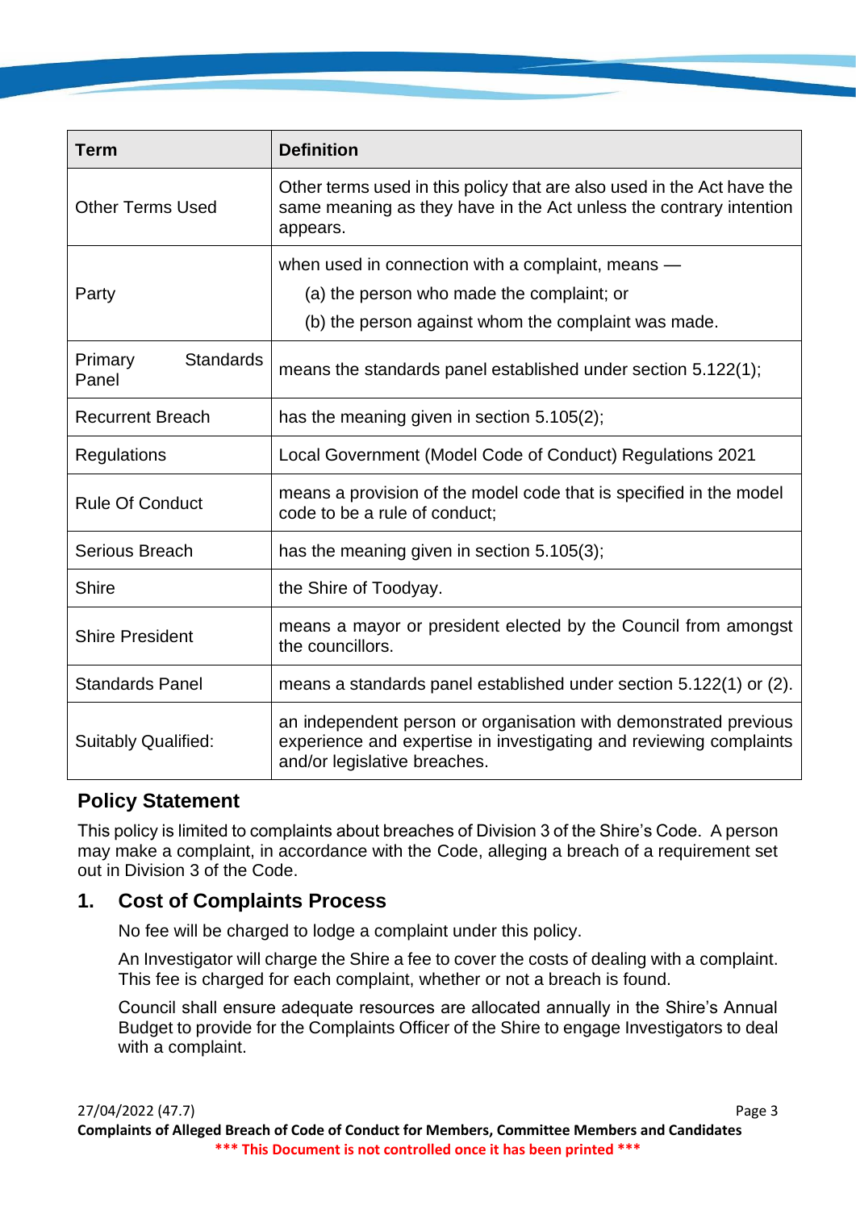| Term | Definition |
|---|---|
| Other Terms Used | Other terms used in this policy that are also used in the Act have the same meaning as they have in the Act unless the contrary intention appears. |
| Party | when used in connection with a complaint, means — (a) the person who made the complaint; or (b) the person against whom the complaint was made. |
| Primary Standards Panel | means the standards panel established under section 5.122(1); |
| Recurrent Breach | has the meaning given in section 5.105(2); |
| Regulations | Local Government (Model Code of Conduct) Regulations 2021 |
| Rule Of Conduct | means a provision of the model code that is specified in the model code to be a rule of conduct; |
| Serious Breach | has the meaning given in section 5.105(3); |
| Shire | the Shire of Toodyay. |
| Shire President | means a mayor or president elected by the Council from amongst the councillors. |
| Standards Panel | means a standards panel established under section 5.122(1) or (2). |
| Suitably Qualified: | an independent person or organisation with demonstrated previous experience and expertise in investigating and reviewing complaints and/or legislative breaches. |

## Policy Statement

This policy is limited to complaints about breaches of Division 3 of the Shire's Code. A person may make a complaint, in accordance with the Code, alleging a breach of a requirement set out in Division 3 of the Code.

## 1. Cost of Complaints Process

No fee will be charged to lodge a complaint under this policy.

An Investigator will charge the Shire a fee to cover the costs of dealing with a complaint. This fee is charged for each complaint, whether or not a breach is found.

Council shall ensure adequate resources are allocated annually in the Shire's Annual Budget to provide for the Complaints Officer of the Shire to engage Investigators to deal with a complaint.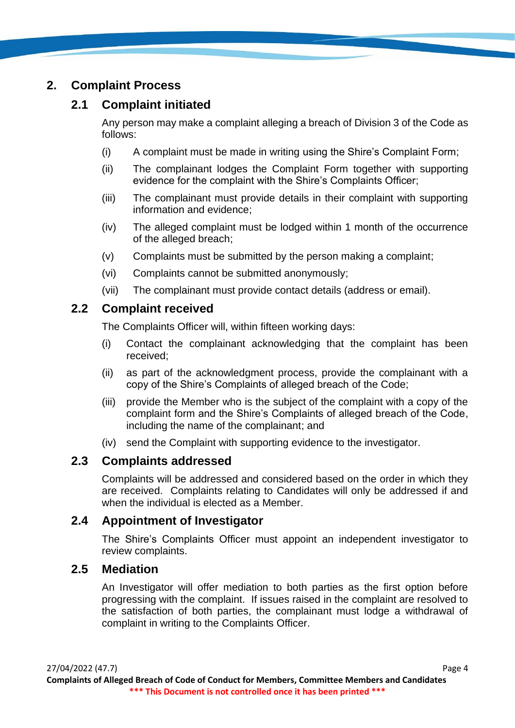## 2. Complaint Process

### 2.1 Complaint initiated

Any person may make a complaint alleging a breach of Division 3 of the Code as follows:

(i) A complaint must be made in writing using the Shire's Complaint Form;

(ii) The complainant lodges the Complaint Form together with supporting evidence for the complaint with the Shire's Complaints Officer;

(iii) The complainant must provide details in their complaint with supporting information and evidence;

(iv) The alleged complaint must be lodged within 1 month of the occurrence of the alleged breach;

(v) Complaints must be submitted by the person making a complaint;

(vi) Complaints cannot be submitted anonymously;

(vii) The complainant must provide contact details (address or email).

### 2.2 Complaint received

The Complaints Officer will, within fifteen working days:

(i) Contact the complainant acknowledging that the complaint has been received;

(ii) as part of the acknowledgment process, provide the complainant with a copy of the Shire's Complaints of alleged breach of the Code;

(iii) provide the Member who is the subject of the complaint with a copy of the complaint form and the Shire's Complaints of alleged breach of the Code, including the name of the complainant; and

(iv) send the Complaint with supporting evidence to the investigator.

### 2.3 Complaints addressed

Complaints will be addressed and considered based on the order in which they are received. Complaints relating to Candidates will only be addressed if and when the individual is elected as a Member.

### 2.4 Appointment of Investigator

The Shire's Complaints Officer must appoint an independent investigator to review complaints.

### 2.5 Mediation

An Investigator will offer mediation to both parties as the first option before progressing with the complaint. If issues raised in the complaint are resolved to the satisfaction of both parties, the complainant must lodge a withdrawal of complaint in writing to the Complaints Officer.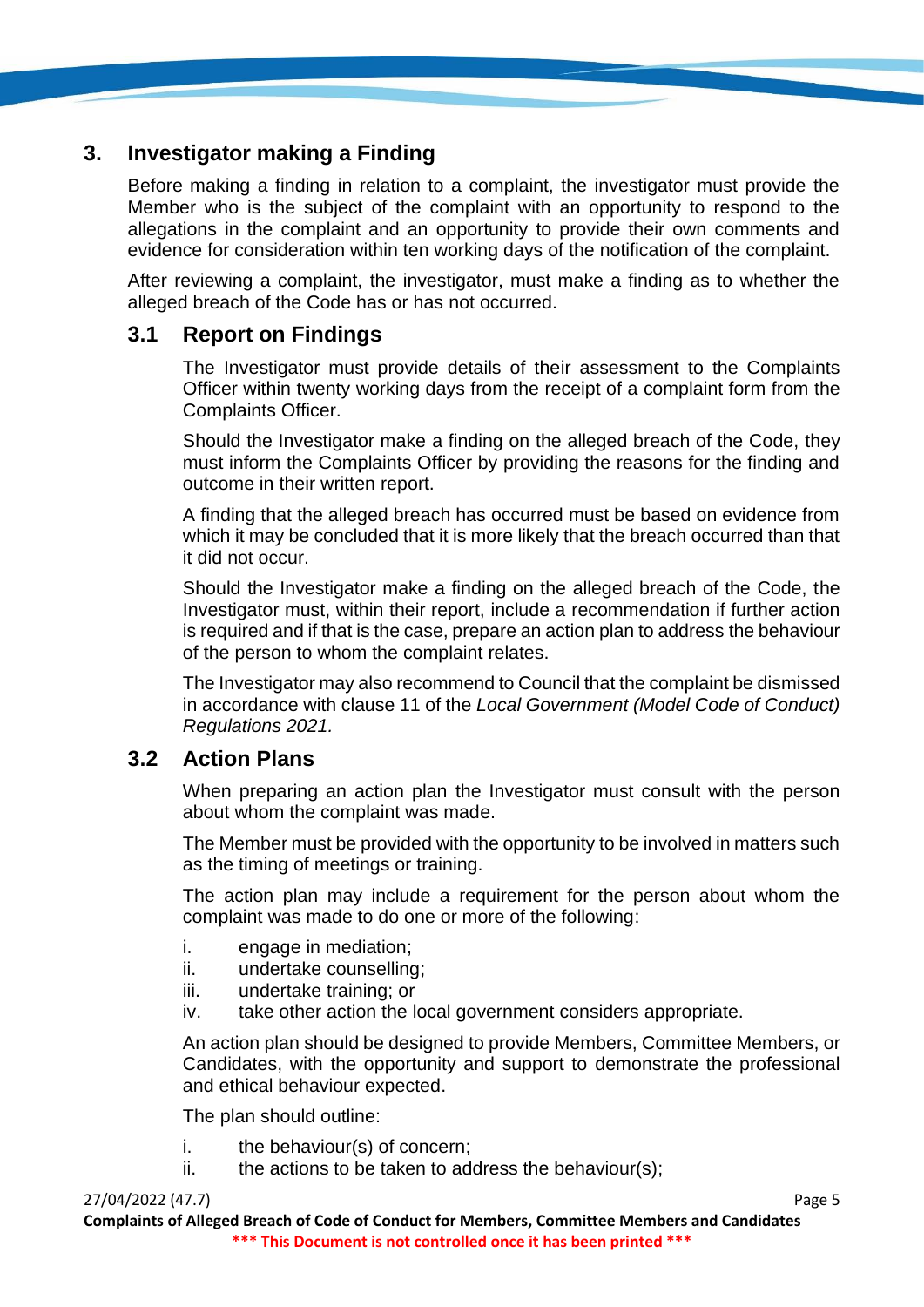## 3. Investigator making a Finding

Before making a finding in relation to a complaint, the investigator must provide the Member who is the subject of the complaint with an opportunity to respond to the allegations in the complaint and an opportunity to provide their own comments and evidence for consideration within ten working days of the notification of the complaint.

After reviewing a complaint, the investigator, must make a finding as to whether the alleged breach of the Code has or has not occurred.

### 3.1 Report on Findings

The Investigator must provide details of their assessment to the Complaints Officer within twenty working days from the receipt of a complaint form from the Complaints Officer.

Should the Investigator make a finding on the alleged breach of the Code, they must inform the Complaints Officer by providing the reasons for the finding and outcome in their written report.

A finding that the alleged breach has occurred must be based on evidence from which it may be concluded that it is more likely that the breach occurred than that it did not occur.

Should the Investigator make a finding on the alleged breach of the Code, the Investigator must, within their report, include a recommendation if further action is required and if that is the case, prepare an action plan to address the behaviour of the person to whom the complaint relates.

The Investigator may also recommend to Council that the complaint be dismissed in accordance with clause 11 of the *Local Government (Model Code of Conduct) Regulations 2021.*

### 3.2 Action Plans

When preparing an action plan the Investigator must consult with the person about whom the complaint was made.

The Member must be provided with the opportunity to be involved in matters such as the timing of meetings or training.

The action plan may include a requirement for the person about whom the complaint was made to do one or more of the following:

i. engage in mediation;
ii. undertake counselling;
iii. undertake training; or
iv. take other action the local government considers appropriate.

An action plan should be designed to provide Members, Committee Members, or Candidates, with the opportunity and support to demonstrate the professional and ethical behaviour expected.

The plan should outline:

i. the behaviour(s) of concern;
ii. the actions to be taken to address the behaviour(s);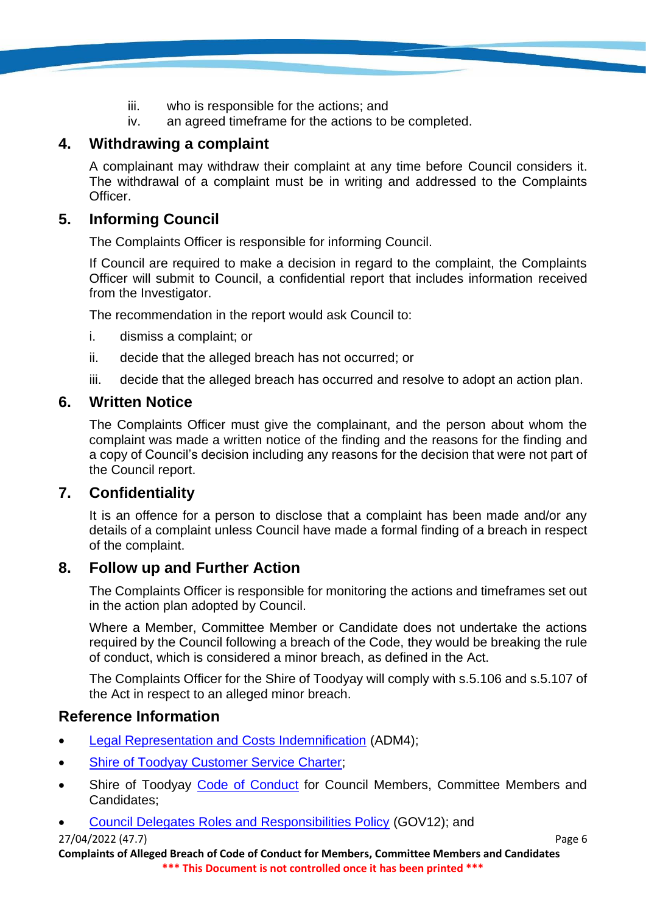iii. who is responsible for the actions; and
iv. an agreed timeframe for the actions to be completed.

## 4. Withdrawing a complaint

A complainant may withdraw their complaint at any time before Council considers it. The withdrawal of a complaint must be in writing and addressed to the Complaints Officer.

## 5. Informing Council

The Complaints Officer is responsible for informing Council.

If Council are required to make a decision in regard to the complaint, the Complaints Officer will submit to Council, a confidential report that includes information received from the Investigator.

The recommendation in the report would ask Council to:

i. dismiss a complaint; or

ii. decide that the alleged breach has not occurred; or

iii. decide that the alleged breach has occurred and resolve to adopt an action plan.

## 6. Written Notice

The Complaints Officer must give the complainant, and the person about whom the complaint was made a written notice of the finding and the reasons for the finding and a copy of Council's decision including any reasons for the decision that were not part of the Council report.

## 7. Confidentiality

It is an offence for a person to disclose that a complaint has been made and/or any details of a complaint unless Council have made a formal finding of a breach in respect of the complaint.

## 8. Follow up and Further Action

The Complaints Officer is responsible for monitoring the actions and timeframes set out in the action plan adopted by Council.

Where a Member, Committee Member or Candidate does not undertake the actions required by the Council following a breach of the Code, they would be breaking the rule of conduct, which is considered a minor breach, as defined in the Act.

The Complaints Officer for the Shire of Toodyay will comply with s.5.106 and s.5.107 of the Act in respect to an alleged minor breach.

## Reference Information

- Legal Representation and Costs Indemnification (ADM4);
- Shire of Toodyay Customer Service Charter;
- Shire of Toodyay Code of Conduct for Council Members, Committee Members and Candidates;
- Council Delegates Roles and Responsibilities Policy (GOV12); and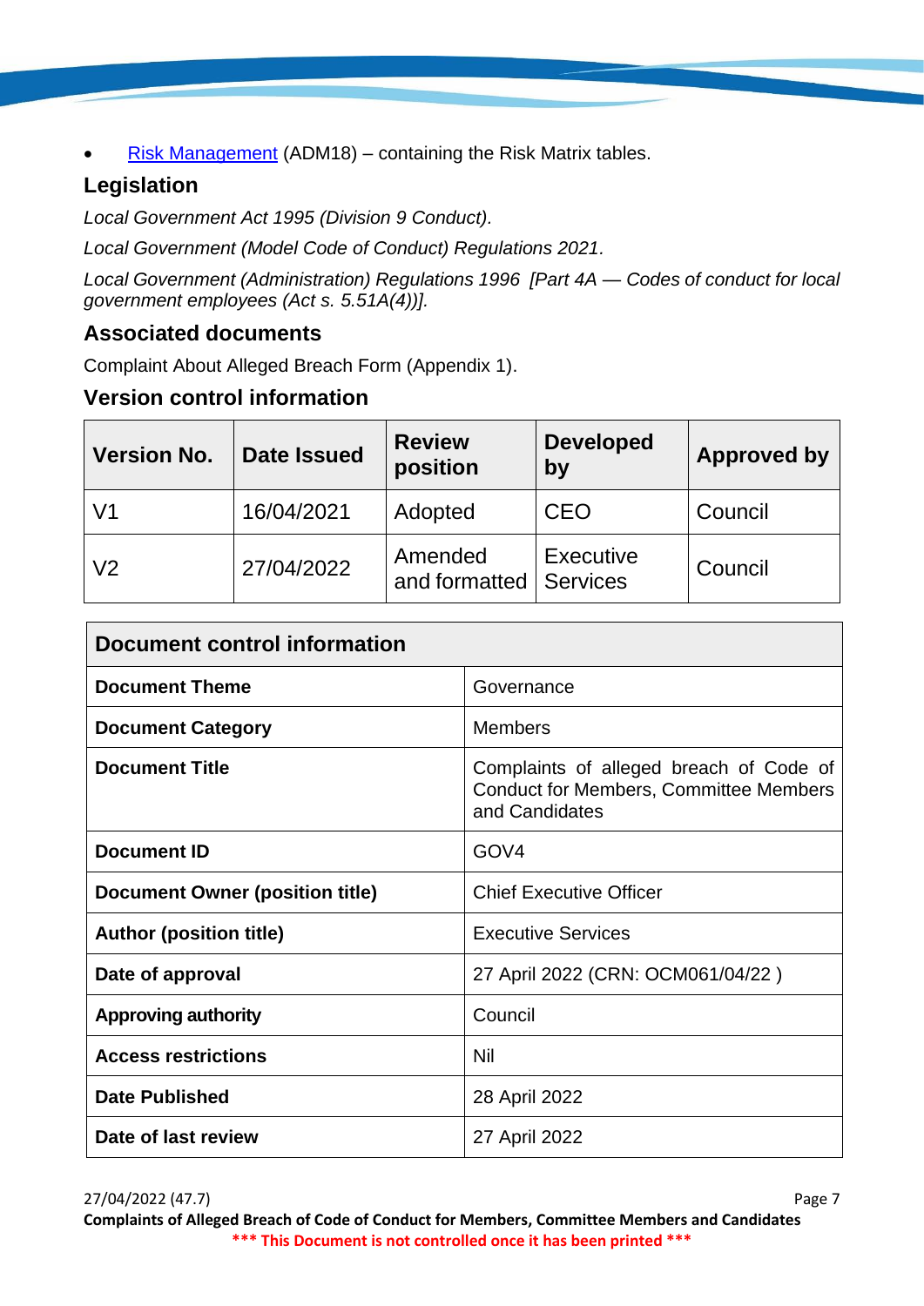- [Risk Management](#) (ADM18) – containing the Risk Matrix tables.

## Legislation

*Local Government Act 1995 (Division 9 Conduct).*

*Local Government (Model Code of Conduct) Regulations 2021.*

*Local Government (Administration) Regulations 1996 [Part 4A — Codes of conduct for local government employees (Act s. 5.51A(4))].*

## Associated documents

Complaint About Alleged Breach Form (Appendix 1).

## Version control information

| Version No. | Date Issued | Review position | Developed by | Approved by |
|---|---|---|---|---|
| V1 | 16/04/2021 | Adopted | CEO | Council |
| V2 | 27/04/2022 | Amended and formatted | Executive Services | Council |

| Document control information | |
|---|---|
| **Document Theme** | Governance |
| **Document Category** | Members |
| **Document Title** | Complaints of alleged breach of Code of Conduct for Members, Committee Members and Candidates |
| **Document ID** | GOV4 |
| **Document Owner (position title)** | Chief Executive Officer |
| **Author (position title)** | Executive Services |
| **Date of approval** | 27 April 2022 (CRN: OCM061/04/22 ) |
| **Approving authority** | Council |
| **Access restrictions** | Nil |
| **Date Published** | 28 April 2022 |
| **Date of last review** | 27 April 2022 |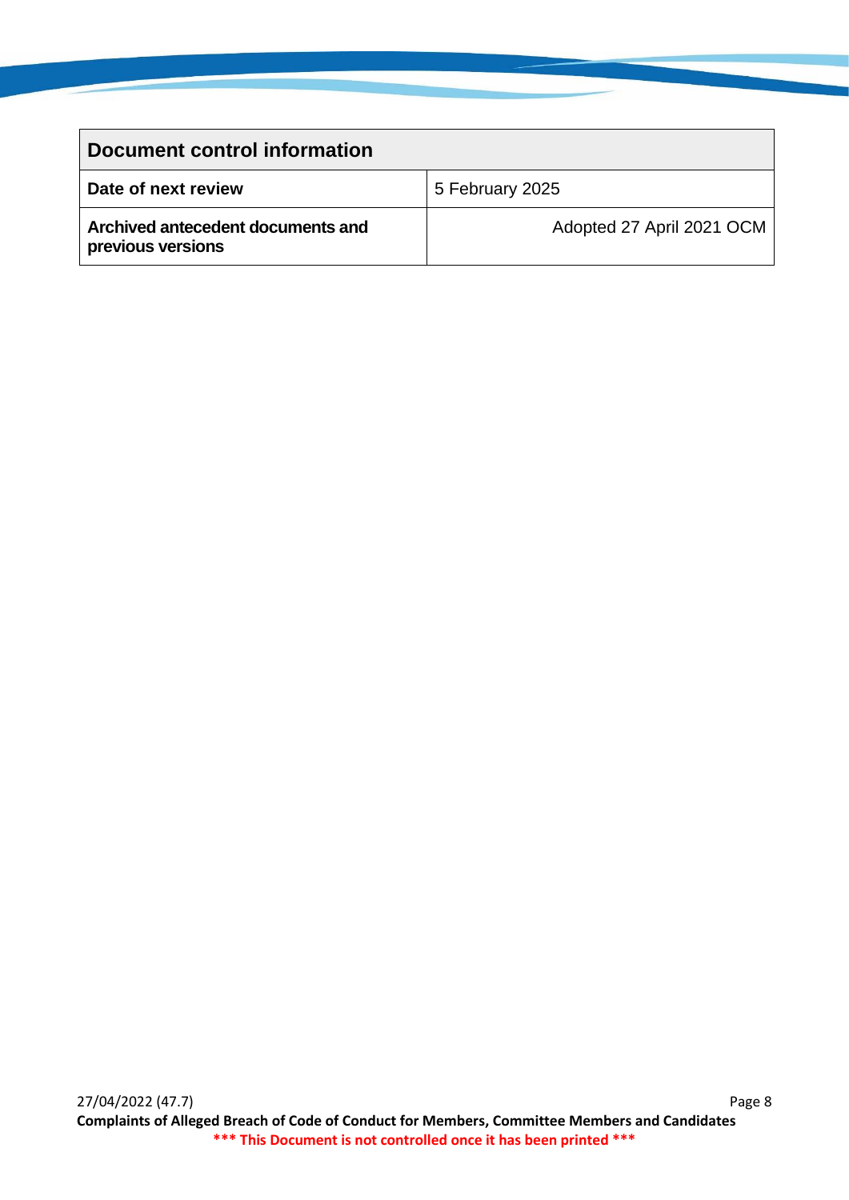| Document control information | |
| --- | --- |
| **Date of next review** | 5 February 2025 |
| **Archived antecedent documents and previous versions** | Adopted 27 April 2021 OCM |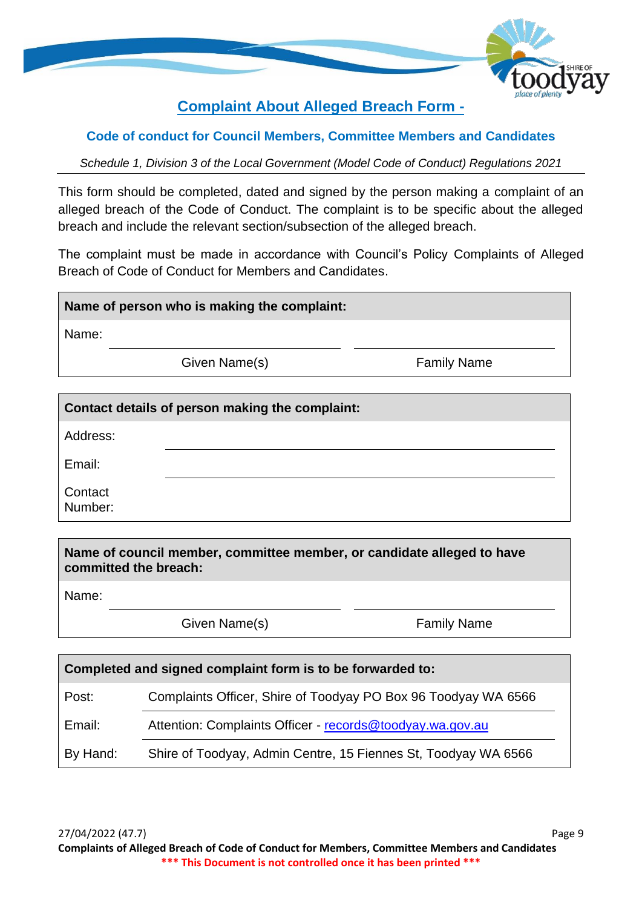## Complaint About Alleged Breach Form -

### Code of conduct for Council Members, Committee Members and Candidates

*Schedule 1, Division 3 of the Local Government (Model Code of Conduct) Regulations 2021*

This form should be completed, dated and signed by the person making a complaint of an alleged breach of the Code of Conduct. The complaint is to be specific about the alleged breach and include the relevant section/subsection of the alleged breach.

The complaint must be made in accordance with Council's Policy Complaints of Alleged Breach of Code of Conduct for Members and Candidates.

| **Name of person who is making the complaint:** | | |
|---|---|---|
| Name: | | |
| | Given Name(s) | Family Name |

| **Contact details of person making the complaint:** | |
|---|---|
| Address: | |
| Email: | |
| Contact Number: | |

| **Name of council member, committee member, or candidate alleged to have committed the breach:** | | |
|---|---|---|
| Name: | | |
| | Given Name(s) | Family Name |

| **Completed and signed complaint form is to be forwarded to:** | |
|---|---|
| Post: | Complaints Officer, Shire of Toodyay PO Box 96 Toodyay WA 6566 |
| Email: | Attention: Complaints Officer - records@toodyay.wa.gov.au |
| By Hand: | Shire of Toodyay, Admin Centre, 15 Fiennes St, Toodyay WA 6566 |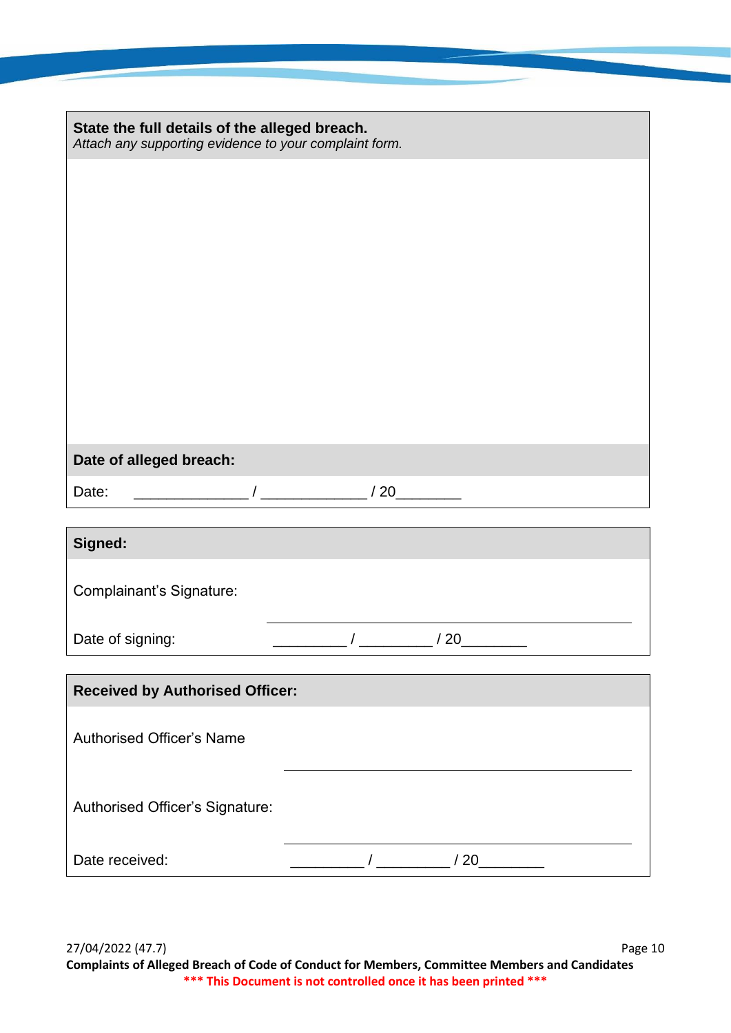**State the full details of the alleged breach.**
*Attach any supporting evidence to your complaint form.*

**Date of alleged breach:**

Date: _____________ / ____________ / 20________

**Signed:**

Complainant's Signature: ________________________________________

Date of signing: _________ / _________ / 20________

**Received by Authorised Officer:**

Authorised Officer's Name ________________________________________

Authorised Officer's Signature: ________________________________________

Date received: _________ / _________ / 20________